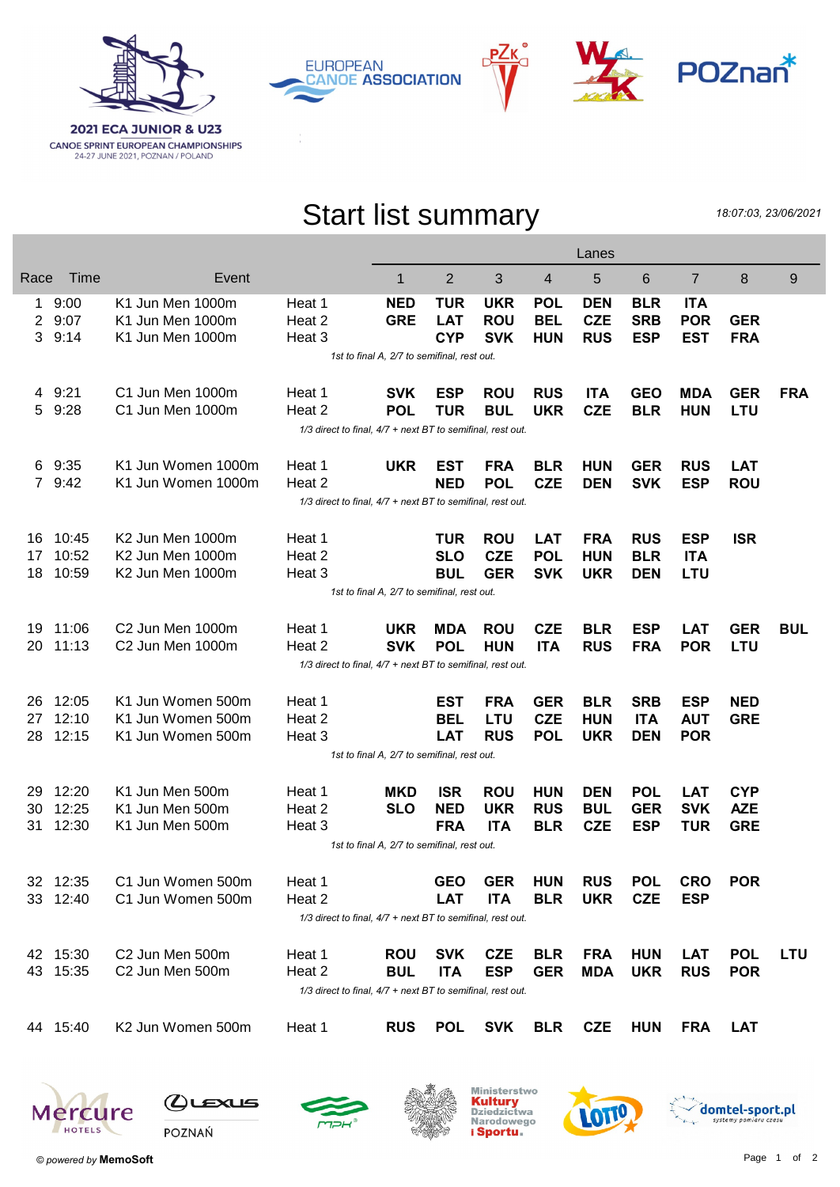**2021 ECA JUNIOR & U23**
CANOE SPRINT EUROPEAN CHAMPIONSHIPS
24-27 JUNE 2021, POZNAN / POLAND

EUROPEAN CANOE ASSOCIATION

POZnan

# Start list summary

*18:07:03, 23/06/2021*

| Race | Time | Event | | Lane 1 | Lane 2 | Lane 3 | Lane 4 | Lane 5 | Lane 6 | Lane 7 | Lane 8 | Lane 9 |
|---|---|---|---|---|---|---|---|---|---|---|---|---|
| 1 | 9:00 | K1 Jun Men 1000m | Heat 1 | **NED** | **TUR** | **UKR** | **POL** | **DEN** | **BLR** | **ITA** | | |
| 2 | 9:07 | K1 Jun Men 1000m | Heat 2 | **GRE** | **LAT** | **ROU** | **BEL** | **CZE** | **SRB** | **POR** | **GER** | |
| 3 | 9:14 | K1 Jun Men 1000m | Heat 3 | | **CYP** | **SVK** | **HUN** | **RUS** | **ESP** | **EST** | **FRA** | |
| | | *1st to final A, 2/7 to semifinal, rest out.* | | | | | | | | | | |
| 4 | 9:21 | C1 Jun Men 1000m | Heat 1 | **SVK** | **ESP** | **ROU** | **RUS** | **ITA** | **GEO** | **MDA** | **GER** | **FRA** |
| 5 | 9:28 | C1 Jun Men 1000m | Heat 2 | **POL** | **TUR** | **BUL** | **UKR** | **CZE** | **BLR** | **HUN** | **LTU** | |
| | | *1/3 direct to final, 4/7 + next BT to semifinal, rest out.* | | | | | | | | | | |
| 6 | 9:35 | K1 Jun Women 1000m | Heat 1 | **UKR** | **EST** | **FRA** | **BLR** | **HUN** | **GER** | **RUS** | **LAT** | |
| 7 | 9:42 | K1 Jun Women 1000m | Heat 2 | | **NED** | **POL** | **CZE** | **DEN** | **SVK** | **ESP** | **ROU** | |
| | | *1/3 direct to final, 4/7 + next BT to semifinal, rest out.* | | | | | | | | | | |
| 16 | 10:45 | K2 Jun Men 1000m | Heat 1 | | **TUR** | **ROU** | **LAT** | **FRA** | **RUS** | **ESP** | **ISR** | |
| 17 | 10:52 | K2 Jun Men 1000m | Heat 2 | | **SLO** | **CZE** | **POL** | **HUN** | **BLR** | **ITA** | | |
| 18 | 10:59 | K2 Jun Men 1000m | Heat 3 | | **BUL** | **GER** | **SVK** | **UKR** | **DEN** | **LTU** | | |
| | | *1st to final A, 2/7 to semifinal, rest out.* | | | | | | | | | | |
| 19 | 11:06 | C2 Jun Men 1000m | Heat 1 | **UKR** | **MDA** | **ROU** | **CZE** | **BLR** | **ESP** | **LAT** | **GER** | **BUL** |
| 20 | 11:13 | C2 Jun Men 1000m | Heat 2 | **SVK** | **POL** | **HUN** | **ITA** | **RUS** | **FRA** | **POR** | **LTU** | |
| | | *1/3 direct to final, 4/7 + next BT to semifinal, rest out.* | | | | | | | | | | |
| 26 | 12:05 | K1 Jun Women 500m | Heat 1 | | **EST** | **FRA** | **GER** | **BLR** | **SRB** | **ESP** | **NED** | |
| 27 | 12:10 | K1 Jun Women 500m | Heat 2 | | **BEL** | **LTU** | **CZE** | **HUN** | **ITA** | **AUT** | **GRE** | |
| 28 | 12:15 | K1 Jun Women 500m | Heat 3 | | **LAT** | **RUS** | **POL** | **UKR** | **DEN** | **POR** | | |
| | | *1st to final A, 2/7 to semifinal, rest out.* | | | | | | | | | | |
| 29 | 12:20 | K1 Jun Men 500m | Heat 1 | **MKD** | **ISR** | **ROU** | **HUN** | **DEN** | **POL** | **LAT** | **CYP** | |
| 30 | 12:25 | K1 Jun Men 500m | Heat 2 | **SLO** | **NED** | **UKR** | **RUS** | **BUL** | **GER** | **SVK** | **AZE** | |
| 31 | 12:30 | K1 Jun Men 500m | Heat 3 | | **FRA** | **ITA** | **BLR** | **CZE** | **ESP** | **TUR** | **GRE** | |
| | | *1st to final A, 2/7 to semifinal, rest out.* | | | | | | | | | | |
| 32 | 12:35 | C1 Jun Women 500m | Heat 1 | | **GEO** | **GER** | **HUN** | **RUS** | **POL** | **CRO** | **POR** | |
| 33 | 12:40 | C1 Jun Women 500m | Heat 2 | | **LAT** | **ITA** | **BLR** | **UKR** | **CZE** | **ESP** | | |
| | | *1/3 direct to final, 4/7 + next BT to semifinal, rest out.* | | | | | | | | | | |
| 42 | 15:30 | C2 Jun Men 500m | Heat 1 | **ROU** | **SVK** | **CZE** | **BLR** | **FRA** | **HUN** | **LAT** | **POL** | **LTU** |
| 43 | 15:35 | C2 Jun Men 500m | Heat 2 | **BUL** | **ITA** | **ESP** | **GER** | **MDA** | **UKR** | **RUS** | **POR** | |
| | | *1/3 direct to final, 4/7 + next BT to semifinal, rest out.* | | | | | | | | | | |
| 44 | 15:40 | K2 Jun Women 500m | Heat 1 | **RUS** | **POL** | **SVK** | **BLR** | **CZE** | **HUN** | **FRA** | **LAT** | |

*© powered by* **MemoSoft**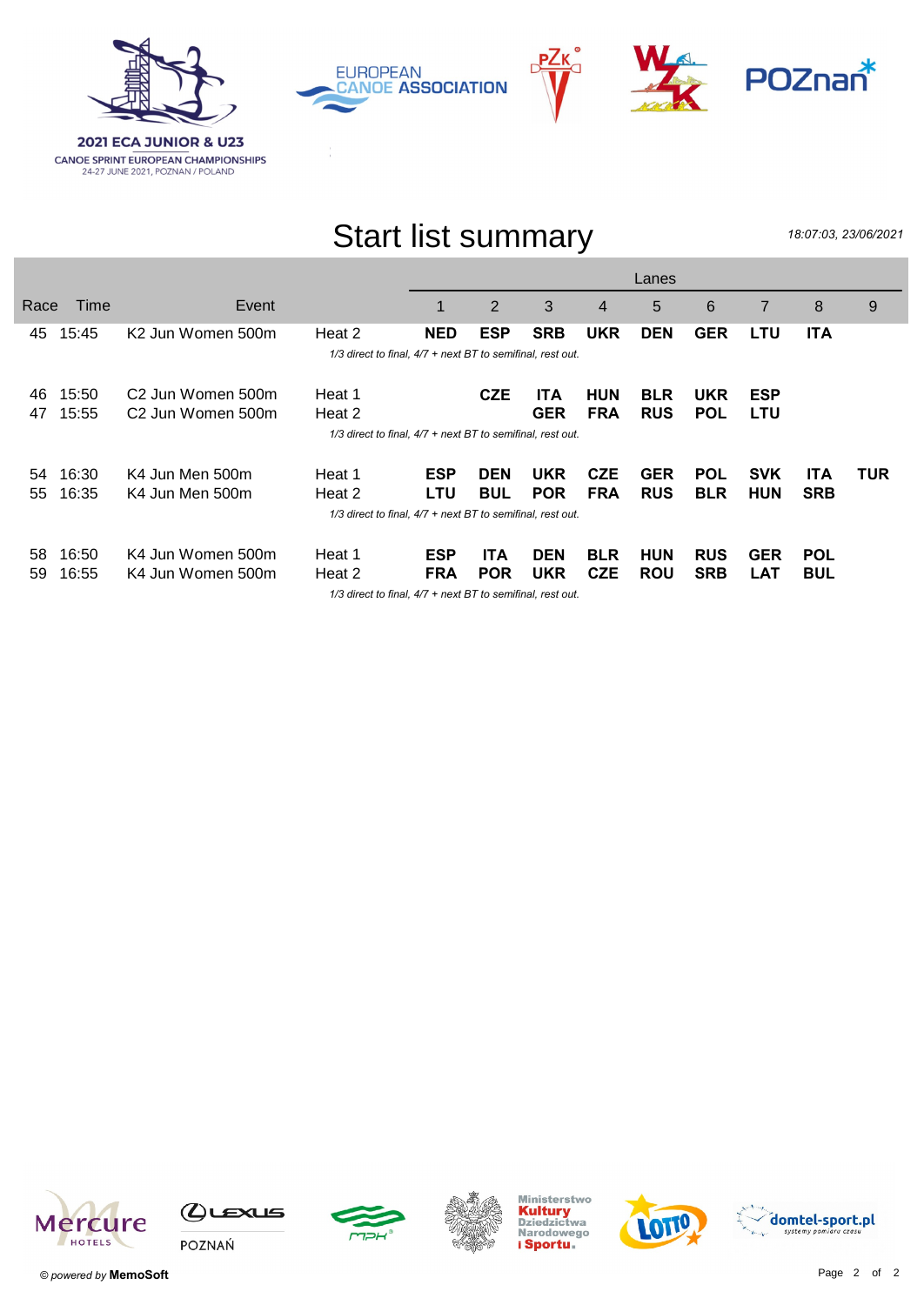2021 ECA JUNIOR & U23
CANOE SPRINT EUROPEAN CHAMPIONSHIPS
24-27 JUNE 2021, POZNAN / POLAND

# Start list summary

*18:07:03, 23/06/2021*

| Race | Time | Event | | Lanes 1 | 2 | 3 | 4 | 5 | 6 | 7 | 8 | 9 |
|---|---|---|---|---|---|---|---|---|---|---|---|---|
| 45 | 15:45 | K2 Jun Women 500m | Heat 2 | **NED** | **ESP** | **SRB** | **UKR** | **DEN** | **GER** | **LTU** | **ITA** | |
| | | | *1/3 direct to final, 4/7 + next BT to semifinal, rest out.* | | | | | | | | | |
| 46 | 15:50 | C2 Jun Women 500m | Heat 1 | | **CZE** | **ITA** | **HUN** | **BLR** | **UKR** | **ESP** | | |
| 47 | 15:55 | C2 Jun Women 500m | Heat 2 | | | **GER** | **FRA** | **RUS** | **POL** | **LTU** | | |
| | | | *1/3 direct to final, 4/7 + next BT to semifinal, rest out.* | | | | | | | | | |
| 54 | 16:30 | K4 Jun Men 500m | Heat 1 | **ESP** | **DEN** | **UKR** | **CZE** | **GER** | **POL** | **SVK** | **ITA** | **TUR** |
| 55 | 16:35 | K4 Jun Men 500m | Heat 2 | **LTU** | **BUL** | **POR** | **FRA** | **RUS** | **BLR** | **HUN** | **SRB** | |
| | | | *1/3 direct to final, 4/7 + next BT to semifinal, rest out.* | | | | | | | | | |
| 58 | 16:50 | K4 Jun Women 500m | Heat 1 | **ESP** | **ITA** | **DEN** | **BLR** | **HUN** | **RUS** | **GER** | **POL** | |
| 59 | 16:55 | K4 Jun Women 500m | Heat 2 | **FRA** | **POR** | **UKR** | **CZE** | **ROU** | **SRB** | **LAT** | **BUL** | |
| | | | *1/3 direct to final, 4/7 + next BT to semifinal, rest out.* | | | | | | | | | |

© powered by **MemoSoft**